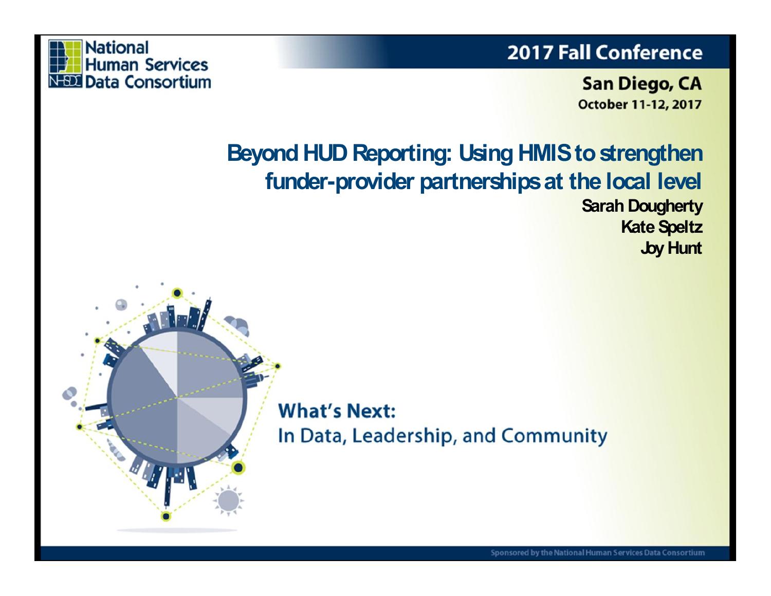National Human Services Data Consortium

# 2017 Fall Conference

**San Diego, CA**
**October 11-12, 2017**

# Beyond HUD Reporting: Using HMIS to strengthen funder-provider partnerships at the local level

**Sarah Dougherty**
**Kate Speltz**
**Joy Hunt**

**What's Next:**
In Data, Leadership, and Community

Sponsored by the National Human Services Data Consortium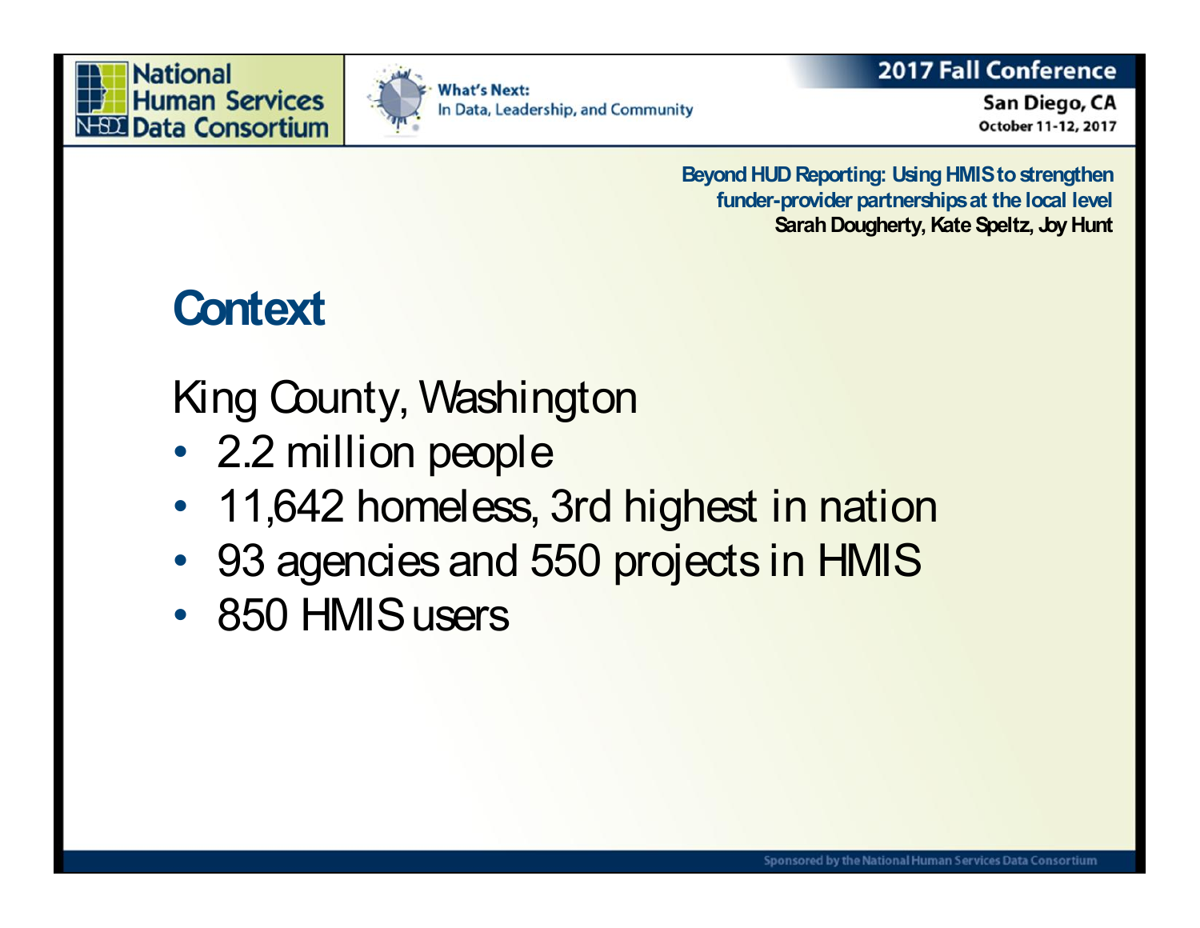## Context

King County, Washington

- 2.2 million people
- 11,642 homeless, 3rd highest in nation
- 93 agencies and 550 projects in HMIS
- 850 HMIS users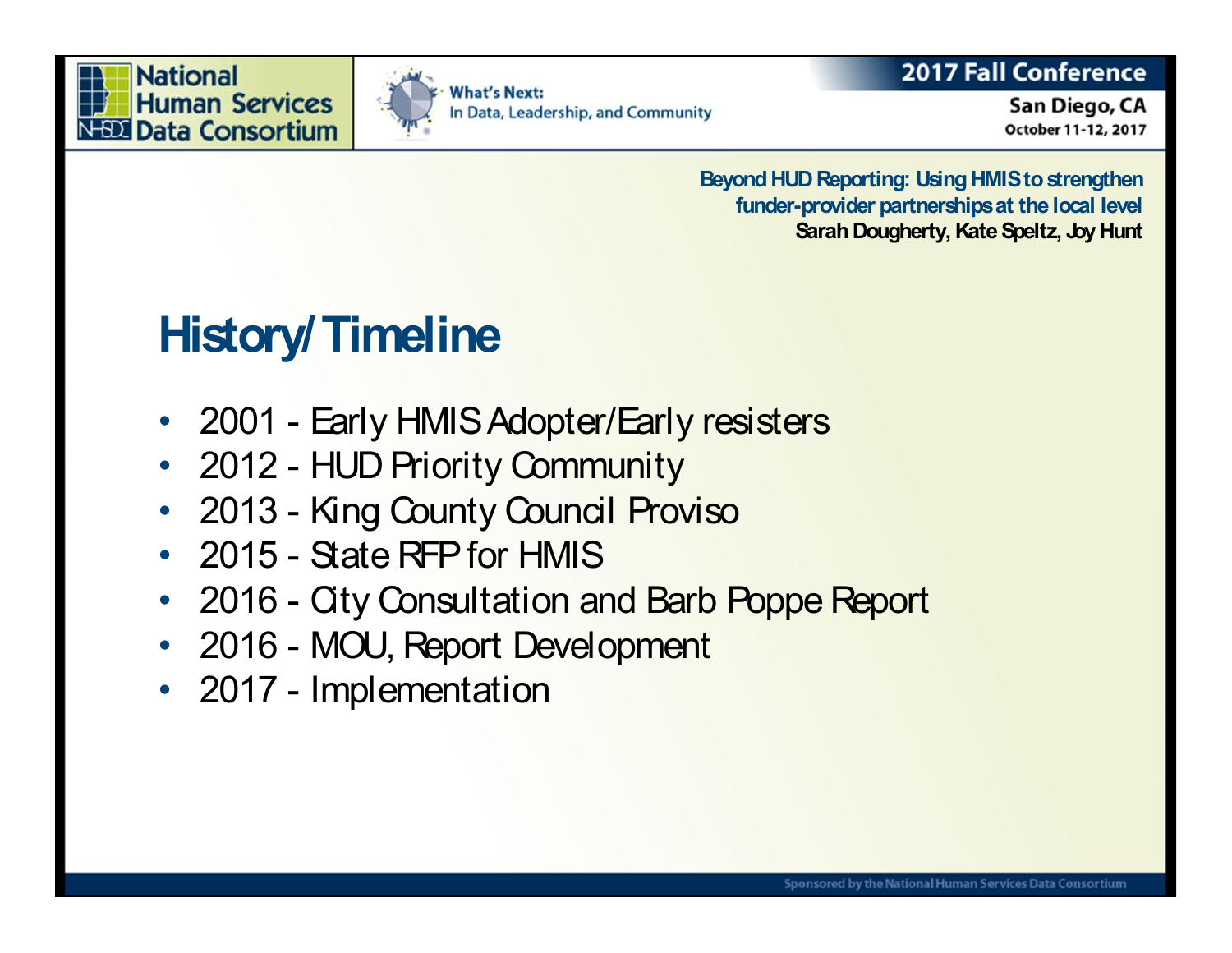## History/Timeline

- 2001 - Early HMIS Adopter/Early resisters
- 2012 - HUD Priority Community
- 2013 - King County Council Proviso
- 2015 - State RFP for HMIS
- 2016 - City Consultation and Barb Poppe Report
- 2016 - MOU, Report Development
- 2017 - Implementation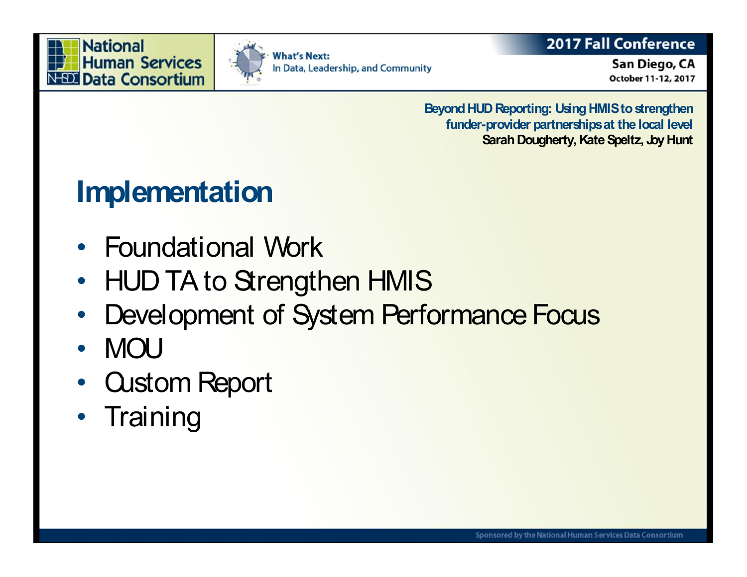## Implementation

- Foundational Work
- HUD TA to Strengthen HMIS
- Development of System Performance Focus
- MOU
- Custom Report
- Training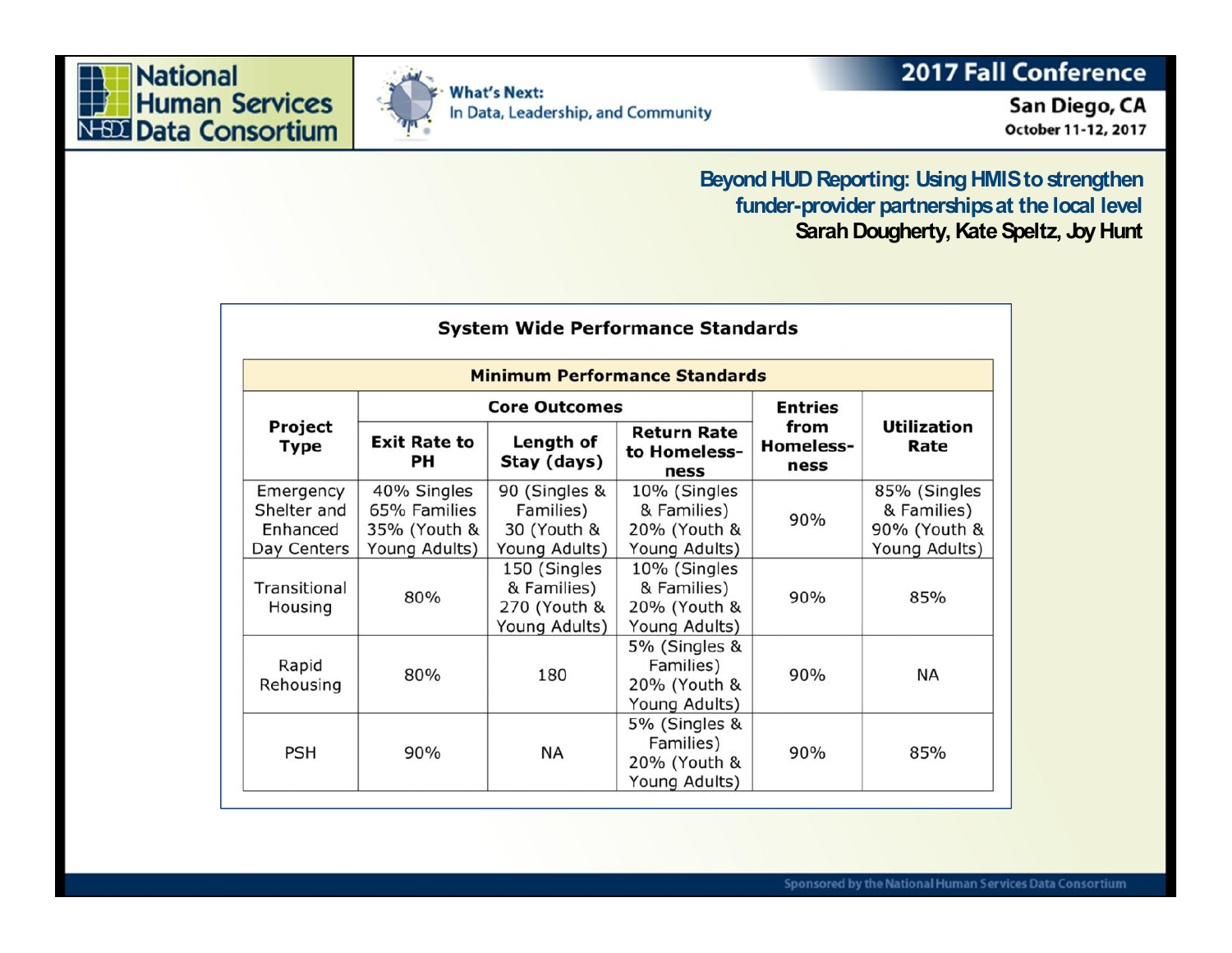## Beyond HUD Reporting: Using HMIS to strengthen funder-provider partnerships at the local level

**Sarah Dougherty, Kate Speltz, Joy Hunt**

### System Wide Performance Standards

| Minimum Performance Standards | | | | | |
|---|---|---|---|---|---|
| Project Type | Core Outcomes | | | Entries from Homelessness | Utilization Rate |
| | Exit Rate to PH | Length of Stay (days) | Return Rate to Homelessness | | |
| Emergency Shelter and Enhanced Day Centers | 40% Singles 65% Families 35% (Youth & Young Adults) | 90 (Singles & Families) 30 (Youth & Young Adults) | 10% (Singles & Families) 20% (Youth & Young Adults) | 90% | 85% (Singles & Families) 90% (Youth & Young Adults) |
| Transitional Housing | 80% | 150 (Singles & Families) 270 (Youth & Young Adults) | 10% (Singles & Families) 20% (Youth & Young Adults) | 90% | 85% |
| Rapid Rehousing | 80% | 180 | 5% (Singles & Families) 20% (Youth & Young Adults) | 90% | NA |
| PSH | 90% | NA | 5% (Singles & Families) 20% (Youth & Young Adults) | 90% | 85% |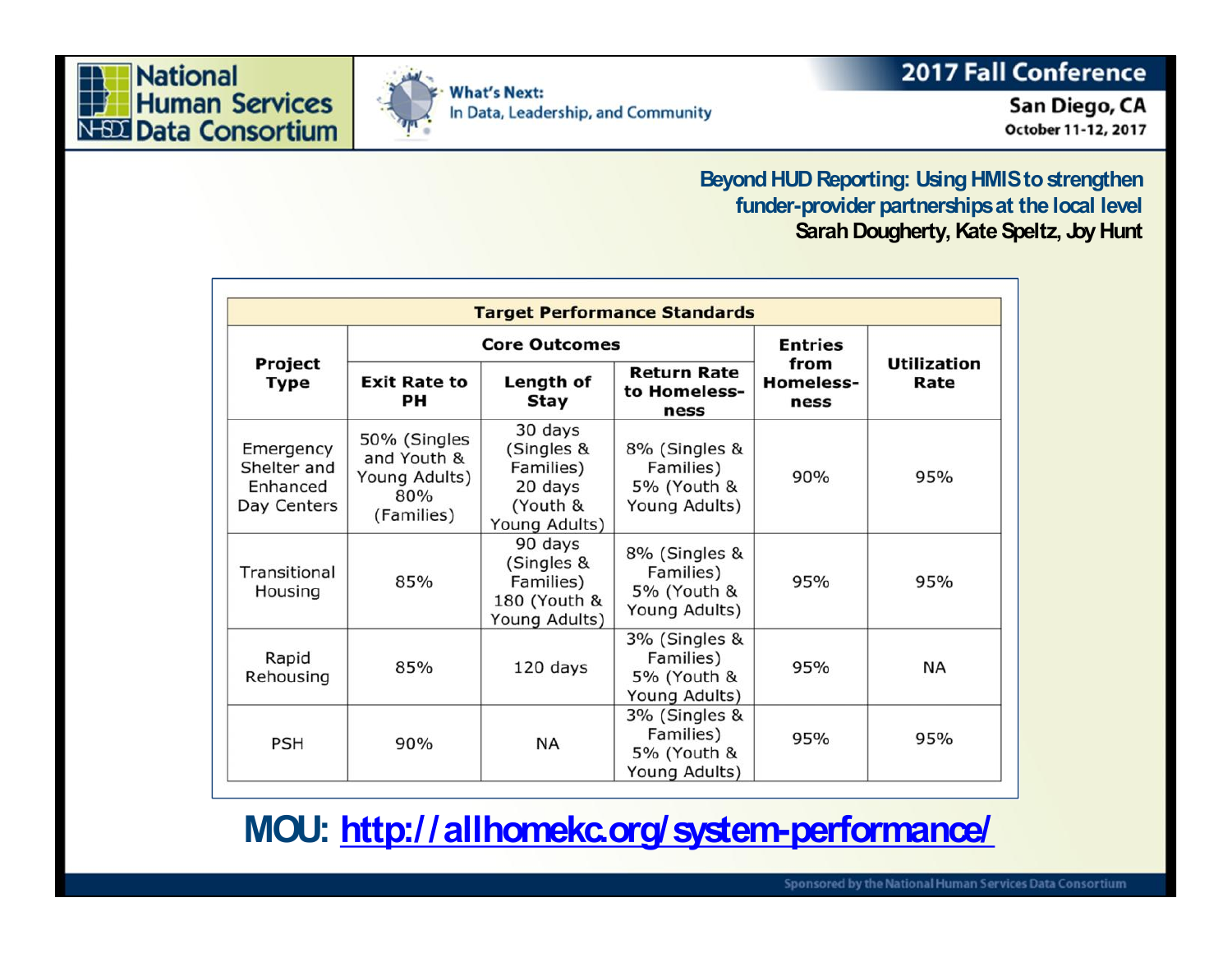**Beyond HUD Reporting: Using HMIS to strengthen funder-provider partnerships at the local level**
**Sarah Dougherty, Kate Speltz, Joy Hunt**

| Target Performance Standards | | | | | |
|---|---|---|---|---|---|
| Project Type | Core Outcomes | | | Entries from Homelessness | Utilization Rate |
| | Exit Rate to PH | Length of Stay | Return Rate to Homelessness | | |
| Emergency Shelter and Enhanced Day Centers | 50% (Singles and Youth & Young Adults) 80% (Families) | 30 days (Singles & Families) 20 days (Youth & Young Adults) | 8% (Singles & Families) 5% (Youth & Young Adults) | 90% | 95% |
| Transitional Housing | 85% | 90 days (Singles & Families) 180 (Youth & Young Adults) | 8% (Singles & Families) 5% (Youth & Young Adults) | 95% | 95% |
| Rapid Rehousing | 85% | 120 days | 3% (Singles & Families) 5% (Youth & Young Adults) | 95% | NA |
| PSH | 90% | NA | 3% (Singles & Families) 5% (Youth & Young Adults) | 95% | 95% |

**MOU: [http://allhomekc.org/system-performance/](http://allhomekc.org/system-performance/)**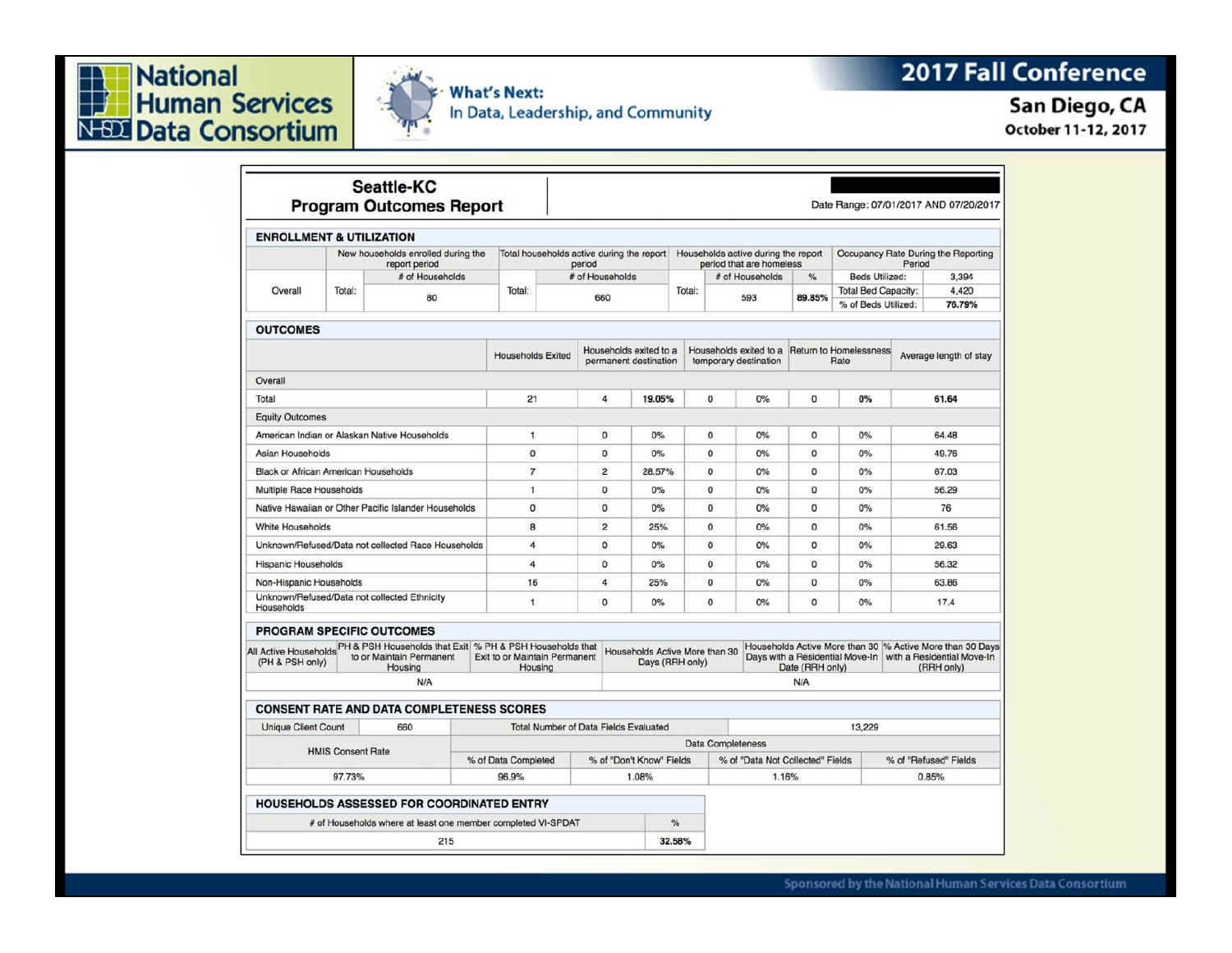# Seattle-KC Program Outcomes Report

Date Range: 07/01/2017 AND 07/20/2017

## ENROLLMENT & UTILIZATION

| | New households enrolled during the report period | | Total households active during the report period | | Households active during the report period that are homeless | | | Occupancy Rate During the Reporting Period | |
|---|---|---|---|---|---|---|---|---|---|
| | | # of Households | | # of Households | | # of Households | % | Beds Utilized: | 3,394 |
| Overall | Total: | 80 | Total: | 660 | Total: | 593 | 89.85% | Total Bed Capacity: | 4,420 |
| | | | | | | | | % of Beds Utilized: | 76.79% |

## OUTCOMES

| | Households Exited | Households exited to a permanent destination | | Households exited to a temporary destination | | Return to Homelessness Rate | | Average length of stay |
|---|---|---|---|---|---|---|---|---|
| **Overall** | | | | | | | | |
| Total | 21 | 4 | 19.05% | 0 | 0% | 0 | 0% | 61.64 |
| **Equity Outcomes** | | | | | | | | |
| American Indian or Alaskan Native Households | 1 | 0 | 0% | 0 | 0% | 0 | 0% | 64.48 |
| Asian Households | 0 | 0 | 0% | 0 | 0% | 0 | 0% | 49.76 |
| Black or African American Households | 7 | 2 | 28.57% | 0 | 0% | 0 | 0% | 67.03 |
| Multiple Race Households | 1 | 0 | 0% | 0 | 0% | 0 | 0% | 56.29 |
| Native Hawaiian or Other Pacific Islander Households | 0 | 0 | 0% | 0 | 0% | 0 | 0% | 76 |
| White Households | 8 | 2 | 25% | 0 | 0% | 0 | 0% | 61.56 |
| Unknown/Refused/Data not collected Race Households | 4 | 0 | 0% | 0 | 0% | 0 | 0% | 29.63 |
| Hispanic Households | 4 | 0 | 0% | 0 | 0% | 0 | 0% | 56.32 |
| Non-Hispanic Households | 16 | 4 | 25% | 0 | 0% | 0 | 0% | 63.86 |
| Unknown/Refused/Data not collected Ethnicity Households | 1 | 0 | 0% | 0 | 0% | 0 | 0% | 17.4 |

## PROGRAM SPECIFIC OUTCOMES

| All Active Households (PH & PSH only) | PH & PSH Households that Exit to or Maintain Permanent Housing | % PH & PSH Households that Exit to or Maintain Permanent Housing | Households Active More than 30 Days (RRH only) | Households Active More than 30 Days with a Residential Move-In Date (RRH only) | % Active More than 30 Days with a Residential Move-In (RRH only) |
|---|---|---|---|---|---|
| | N/A | | | N/A | |

## CONSENT RATE AND DATA COMPLETENESS SCORES

| Unique Client Count | 660 | Total Number of Data Fields Evaluated | | 13,229 | |
|---|---|---|---|---|---|
| HMIS Consent Rate | | Data Completeness | | | |
| | | % of Data Completed | % of "Don't Know" Fields | % of "Data Not Collected" Fields | % of "Refused" Fields |
| 97.73% | | 96.9% | 1.08% | 1.16% | 0.85% |

## HOUSEHOLDS ASSESSED FOR COORDINATED ENTRY

| # of Households where at least one member completed VI-SPDAT | % |
|---|---|
| 215 | 32.58% |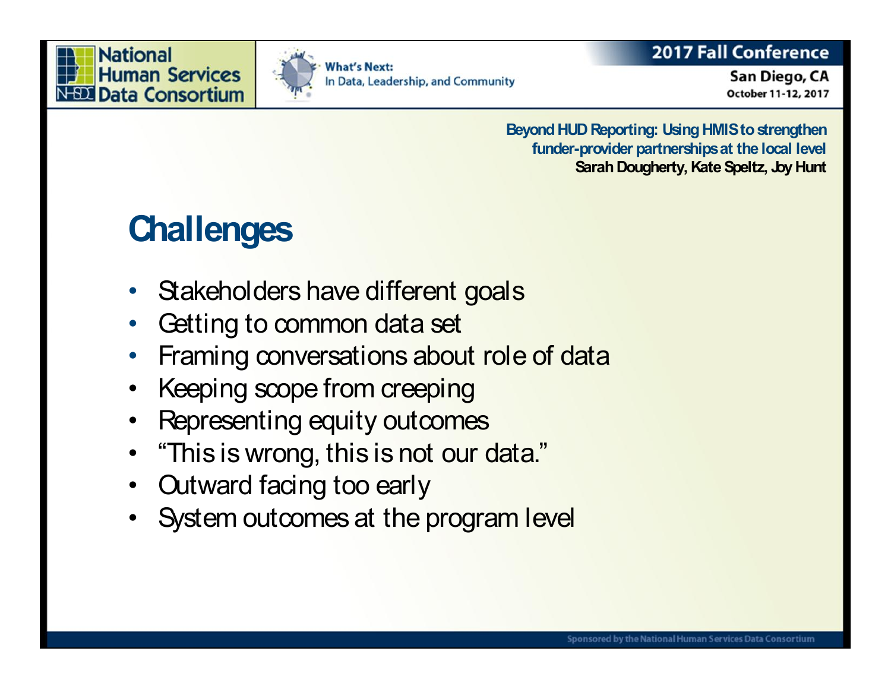## Challenges

- Stakeholders have different goals
- Getting to common data set
- Framing conversations about role of data
- Keeping scope from creeping
- Representing equity outcomes
- "This is wrong, this is not our data."
- Outward facing too early
- System outcomes at the program level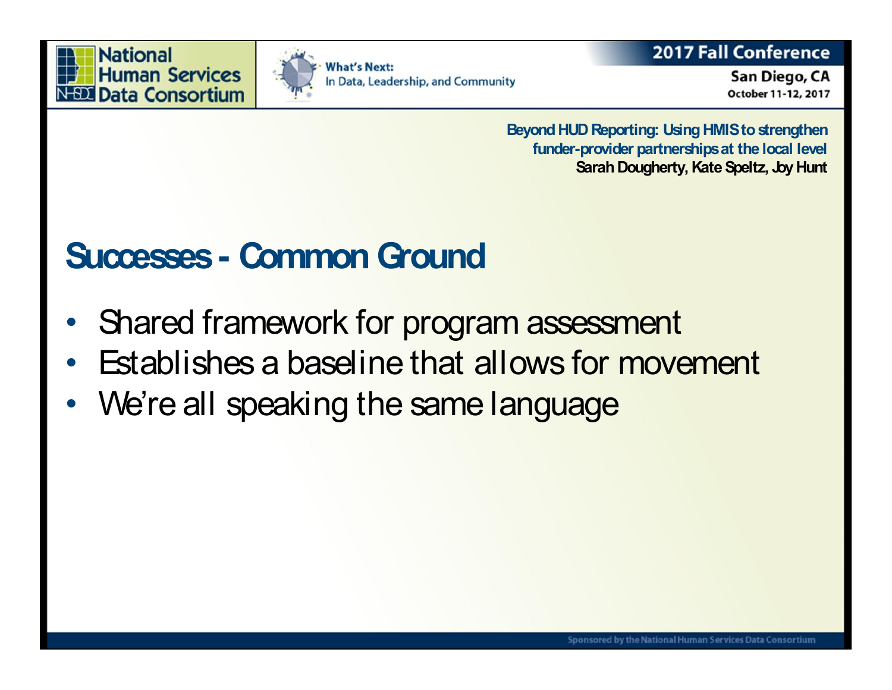## Successes - Common Ground

- Shared framework for program assessment
- Establishes a baseline that allows for movement
- We're all speaking the same language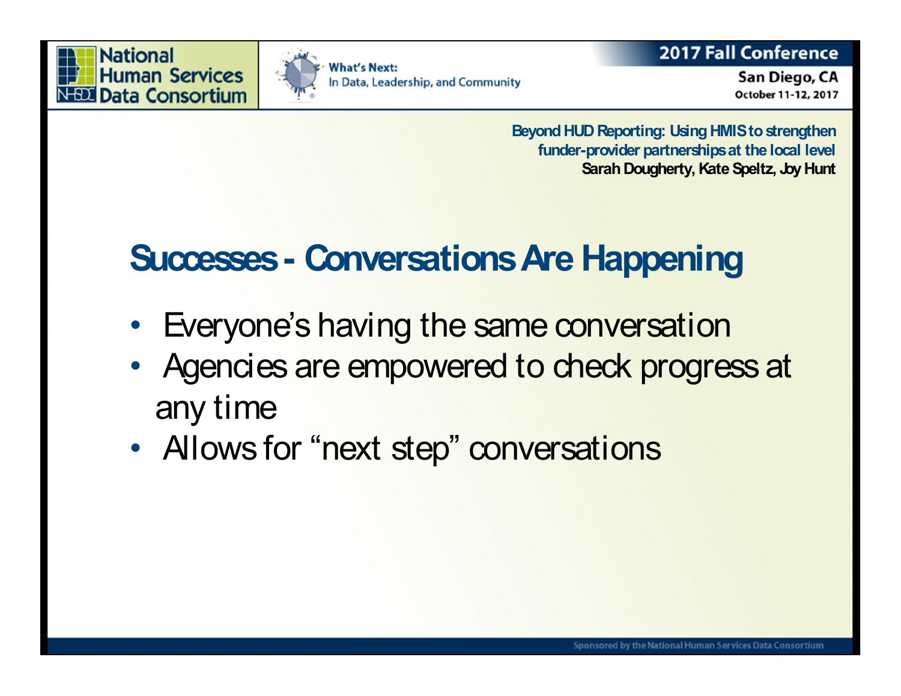## Successes - Conversations Are Happening

- Everyone's having the same conversation
- Agencies are empowered to check progress at any time
- Allows for "next step" conversations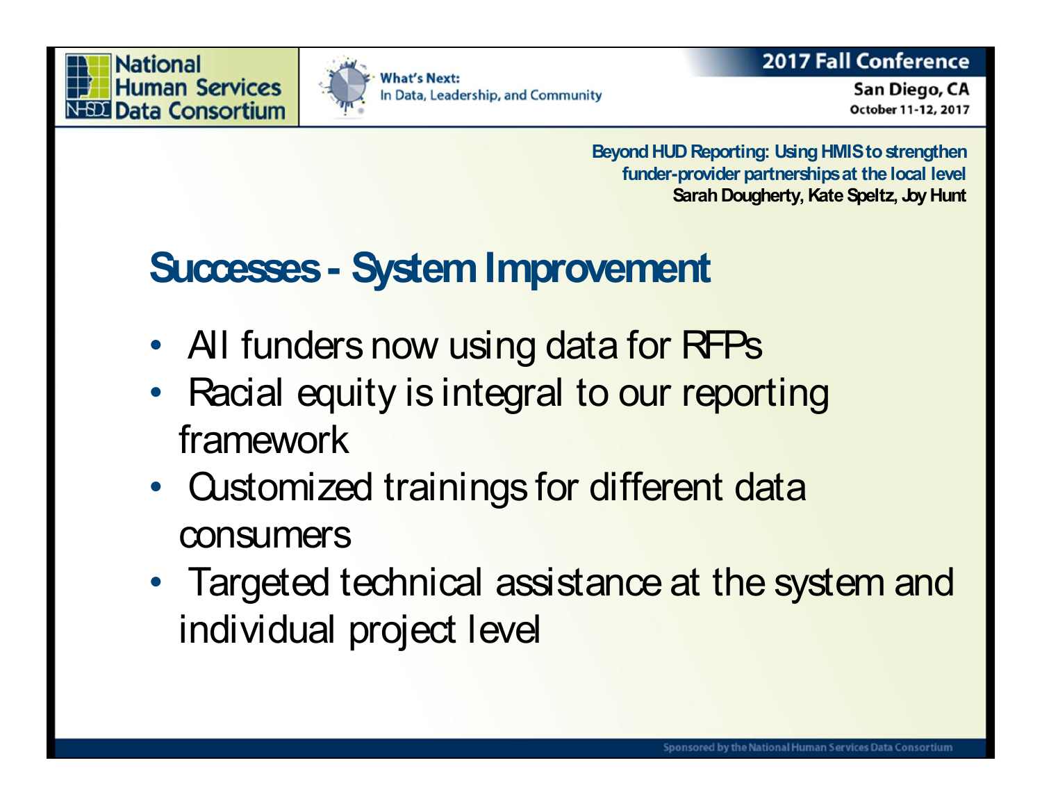## Successes - System Improvement

- All funders now using data for RFPs
- Racial equity is integral to our reporting framework
- Customized trainings for different data consumers
- Targeted technical assistance at the system and individual project level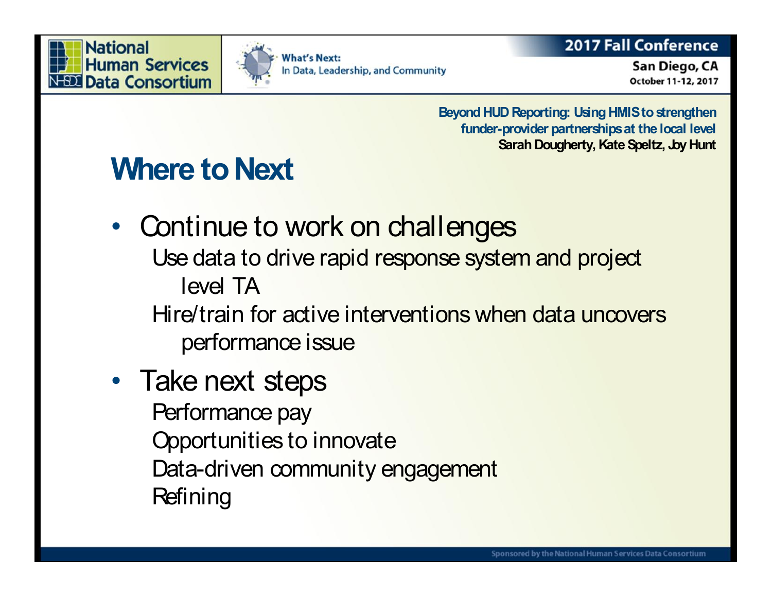Beyond HUD Reporting: Using HMIS to strengthen funder-provider partnerships at the local level
**Sarah Dougherty, Kate Speltz, Joy Hunt**

# Where to Next

- Continue to work on challenges
  - Use data to drive rapid response system and project level TA
  - Hire/train for active interventions when data uncovers performance issue
- Take next steps
  - Performance pay
  - Opportunities to innovate
  - Data-driven community engagement
  - Refining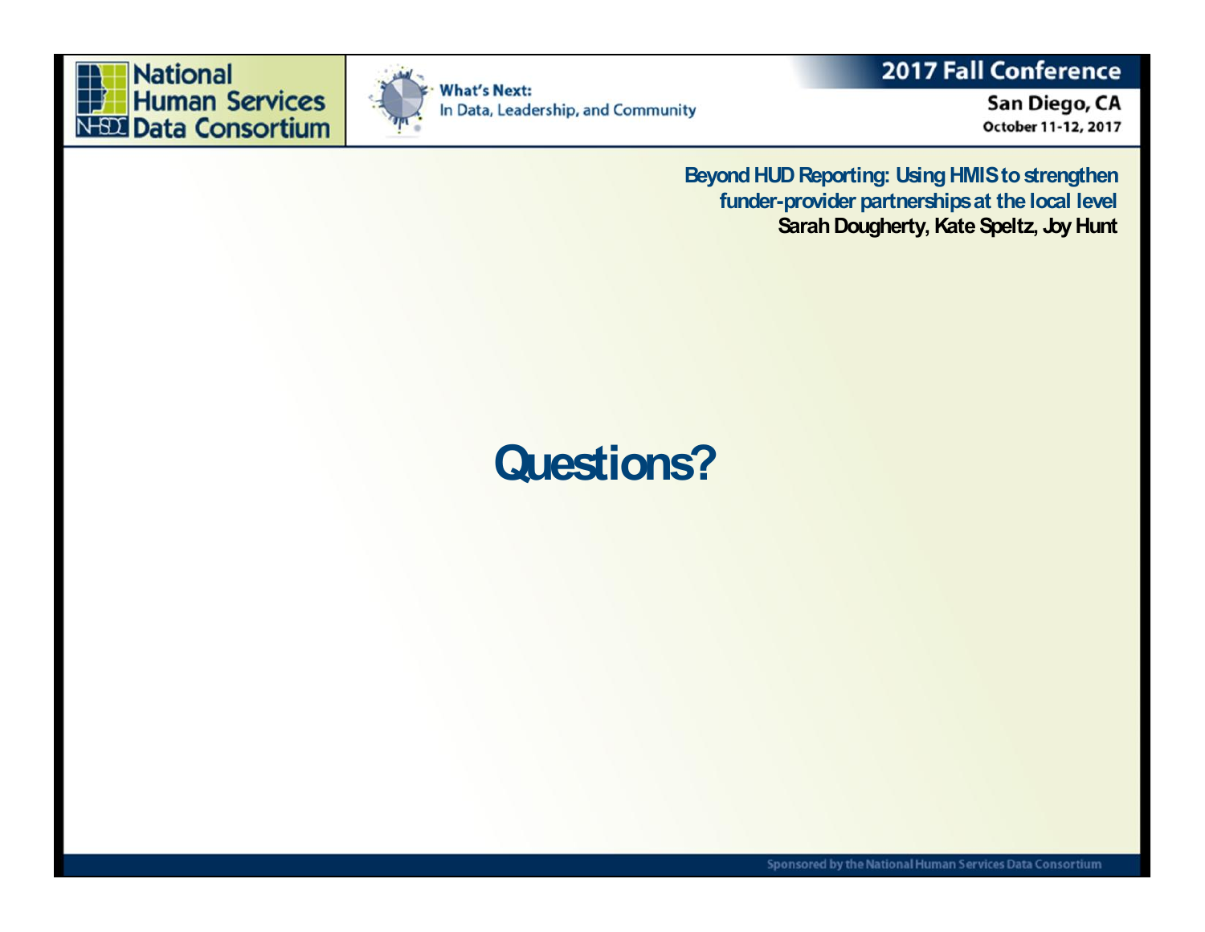**Beyond HUD Reporting: Using HMIS to strengthen funder-provider partnerships at the local level**
**Sarah Dougherty, Kate Speltz, Joy Hunt**

# Questions?